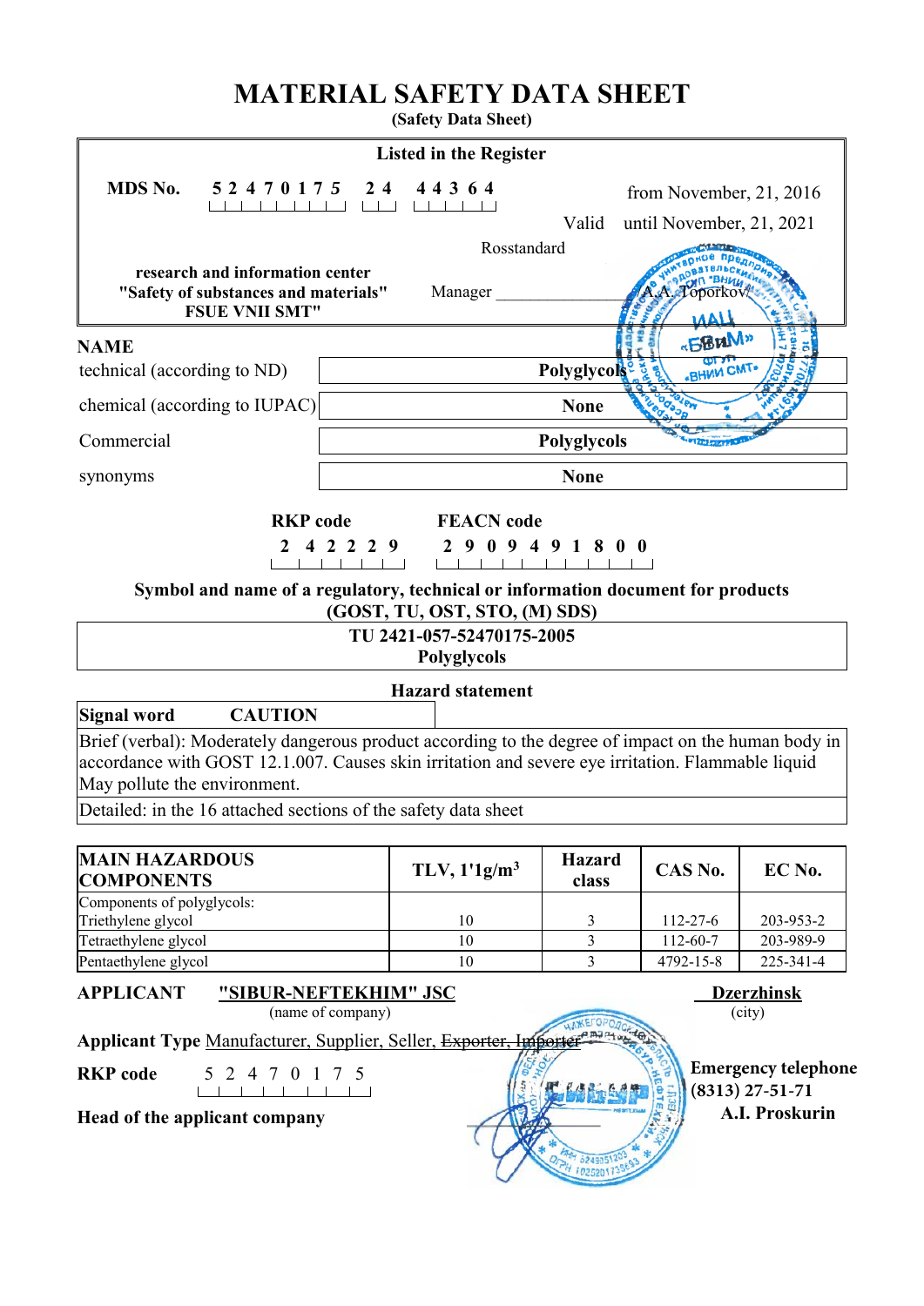# MATERIAL SAFETY DATA SHEET

**(Safety Data Sheet)**

**Listed in the Register**

**MDS No.** 5 2 4 7 0 1 7 5 2 4 4 4 3 6 4 from November, 21, 2016

Valid until November, 21, 2021

Rosstandard

**research and information center "Safety of substances and materials" FSUE VNII SMT"**

Manager ____________ A.A. Toporkov

## NAME

| | |
|---|---|
| technical (according to ND) | **Polyglycols** |
| chemical (according to IUPAC) | **None** |
| Commercial | **Polyglycols** |
| synonyms | **None** |

| **RKP code** | **FEACN code** |
|---|---|
| 2 4 2 2 2 9 | 2 9 0 9 4 9 1 8 0 0 |

**Symbol and name of a regulatory, technical or information document for products (GOST, TU, OST, STO, (M) SDS)**

**TU 2421-057-52470175-2005**
**Polyglycols**

**Hazard statement**

**Signal word** **CAUTION**

Brief (verbal): Moderately dangerous product according to the degree of impact on the human body in accordance with GOST 12.1.007. Causes skin irritation and severe eye irritation. Flammable liquid May pollute the environment.

Detailed: in the 16 attached sections of the safety data sheet

| MAIN HAZARDOUS COMPONENTS | TLV, 1'1g/m$^3$ | Hazard class | CAS No. | EC No. |
|---|---|---|---|---|
| Components of polyglycols: | | | | |
| Triethylene glycol | 10 | 3 | 112-27-6 | 203-953-2 |
| Tetraethylene glycol | 10 | 3 | 112-60-7 | 203-989-9 |
| Pentaethylene glycol | 10 | 3 | 4792-15-8 | 225-341-4 |

**APPLICANT** **"SIBUR-NEFTEKHIM" JSC** (name of company) **Dzerzhinsk** (city)

**Applicant Type** Manufacturer, Supplier, Seller, ~~Exporter, Importer~~

**RKP code** 5 2 4 7 0 1 7 5

**Emergency telephone (8313) 27-51-71**

**Head of the applicant company** **A.I. Proskurin**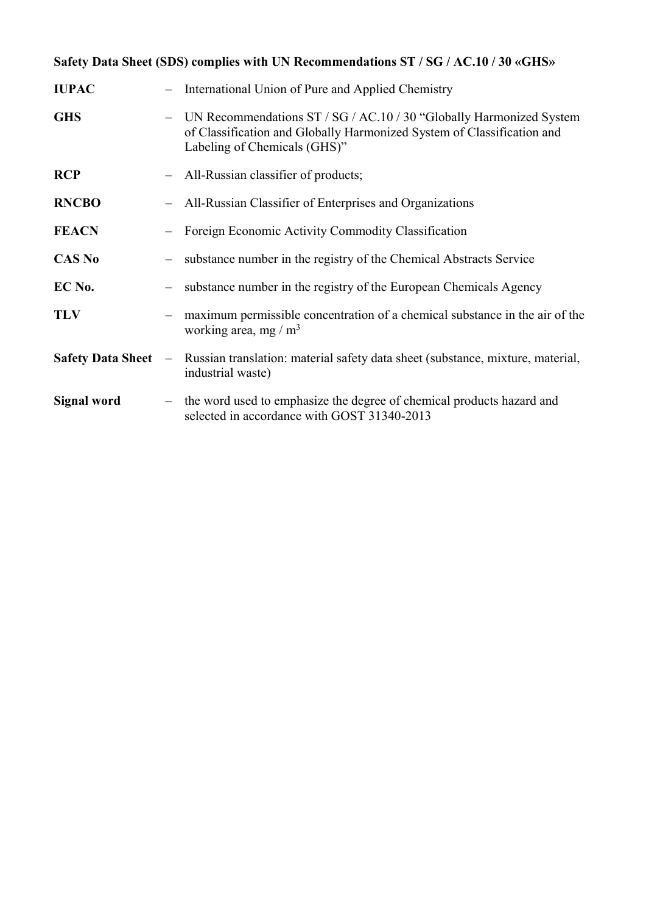**Safety Data Sheet (SDS) complies with UN Recommendations ST / SG / AC.10 / 30 «GHS»**

| | | |
|---|---|---|
| **IUPAC** | – | International Union of Pure and Applied Chemistry |
| **GHS** | – | UN Recommendations ST / SG / AC.10 / 30 "Globally Harmonized System of Classification and Globally Harmonized System of Classification and Labeling of Chemicals (GHS)" |
| **RCP** | – | All-Russian classifier of products; |
| **RNCBO** | – | All-Russian Classifier of Enterprises and Organizations |
| **FEACN** | – | Foreign Economic Activity Commodity Classification |
| **CAS No** | – | substance number in the registry of the Chemical Abstracts Service |
| **EC No.** | – | substance number in the registry of the European Chemicals Agency |
| **TLV** | – | maximum permissible concentration of a chemical substance in the air of the working area, mg / $m^3$ |
| **Safety Data Sheet** | – | Russian translation: material safety data sheet (substance, mixture, material, industrial waste) |
| **Signal word** | – | the word used to emphasize the degree of chemical products hazard and selected in accordance with GOST 31340-2013 |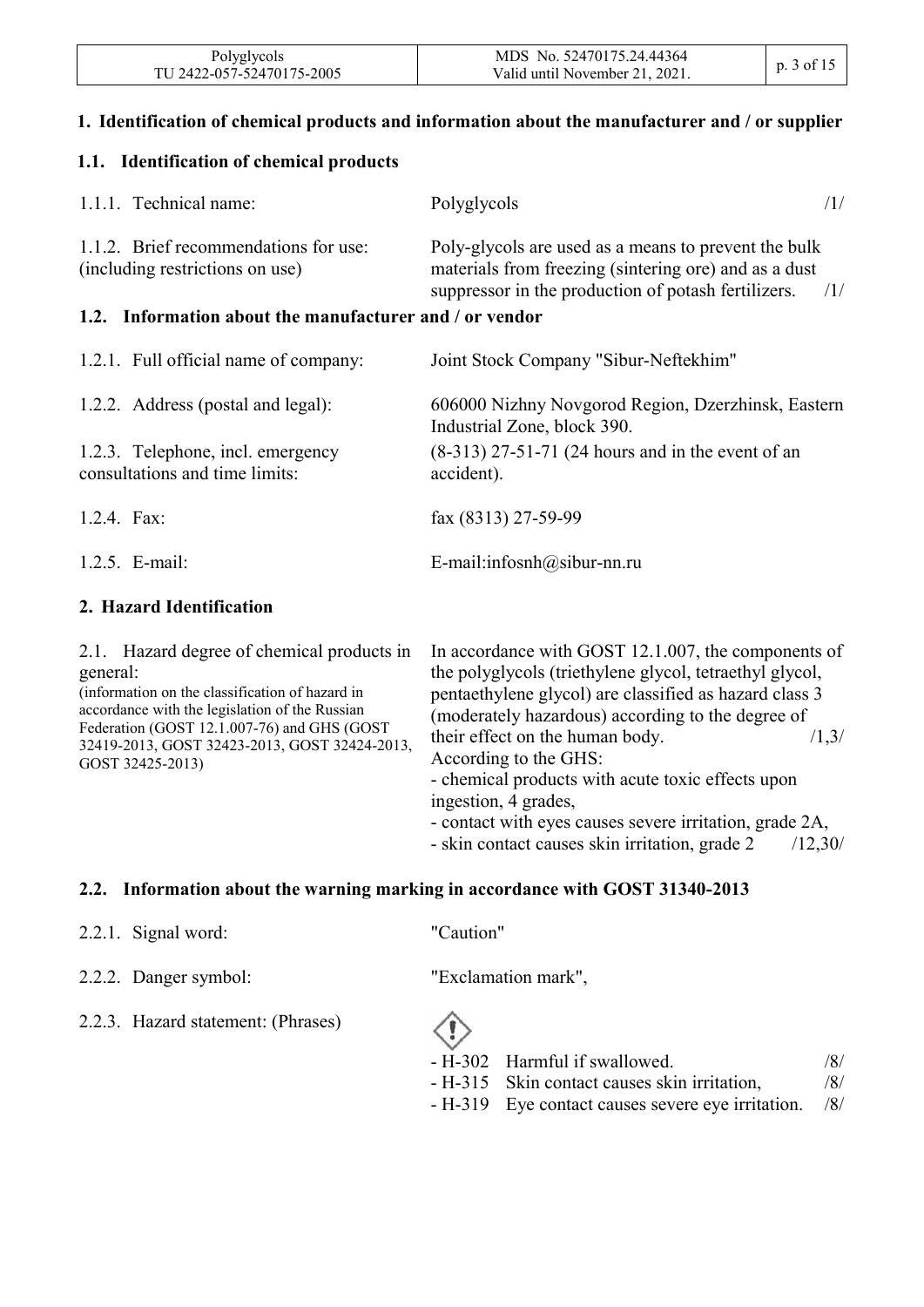## 1. Identification of chemical products and information about the manufacturer and / or supplier

### 1.1. Identification of chemical products

| | | |
|---|---|---|
| 1.1.1. Technical name: | Polyglycols | /1/ |
| 1.1.2. Brief recommendations for use: (including restrictions on use) | Poly-glycols are used as a means to prevent the bulk materials from freezing (sintering ore) and as a dust suppressor in the production of potash fertilizers. | /1/ |

### 1.2. Information about the manufacturer and / or vendor

| | |
|---|---|
| 1.2.1. Full official name of company: | Joint Stock Company "Sibur-Neftekhim" |
| 1.2.2. Address (postal and legal): | 606000 Nizhny Novgorod Region, Dzerzhinsk, Eastern Industrial Zone, block 390. |
| 1.2.3. Telephone, incl. emergency consultations and time limits: | (8-313) 27-51-71 (24 hours and in the event of an accident). |
| 1.2.4. Fax: | fax (8313) 27-59-99 |
| 1.2.5. E-mail: | E-mail:infosnh@sibur-nn.ru |

## 2. Hazard Identification

| | |
|---|---|
| 2.1. Hazard degree of chemical products in general: (information on the classification of hazard in accordance with the legislation of the Russian Federation (GOST 12.1.007-76) and GHS (GOST 32419-2013, GOST 32423-2013, GOST 32424-2013, GOST 32425-2013) | In accordance with GOST 12.1.007, the components of the polyglycols (triethylene glycol, tetraethyl glycol, pentaethylene glycol) are classified as hazard class 3 (moderately hazardous) according to the degree of their effect on the human body. /1,3/<br>According to the GHS:<br>- chemical products with acute toxic effects upon ingestion, 4 grades,<br>- contact with eyes causes severe irritation, grade 2A,<br>- skin contact causes skin irritation, grade 2 /12,30/ |

### 2.2. Information about the warning marking in accordance with GOST 31340-2013

| | |
|---|---|
| 2.2.1. Signal word: | "Caution" |
| 2.2.2. Danger symbol: | "Exclamation mark", |
| 2.2.3. Hazard statement: (Phrases) | - H-302 Harmful if swallowed. /8/<br>- H-315 Skin contact causes skin irritation, /8/<br>- H-319 Eye contact causes severe eye irritation. /8/ |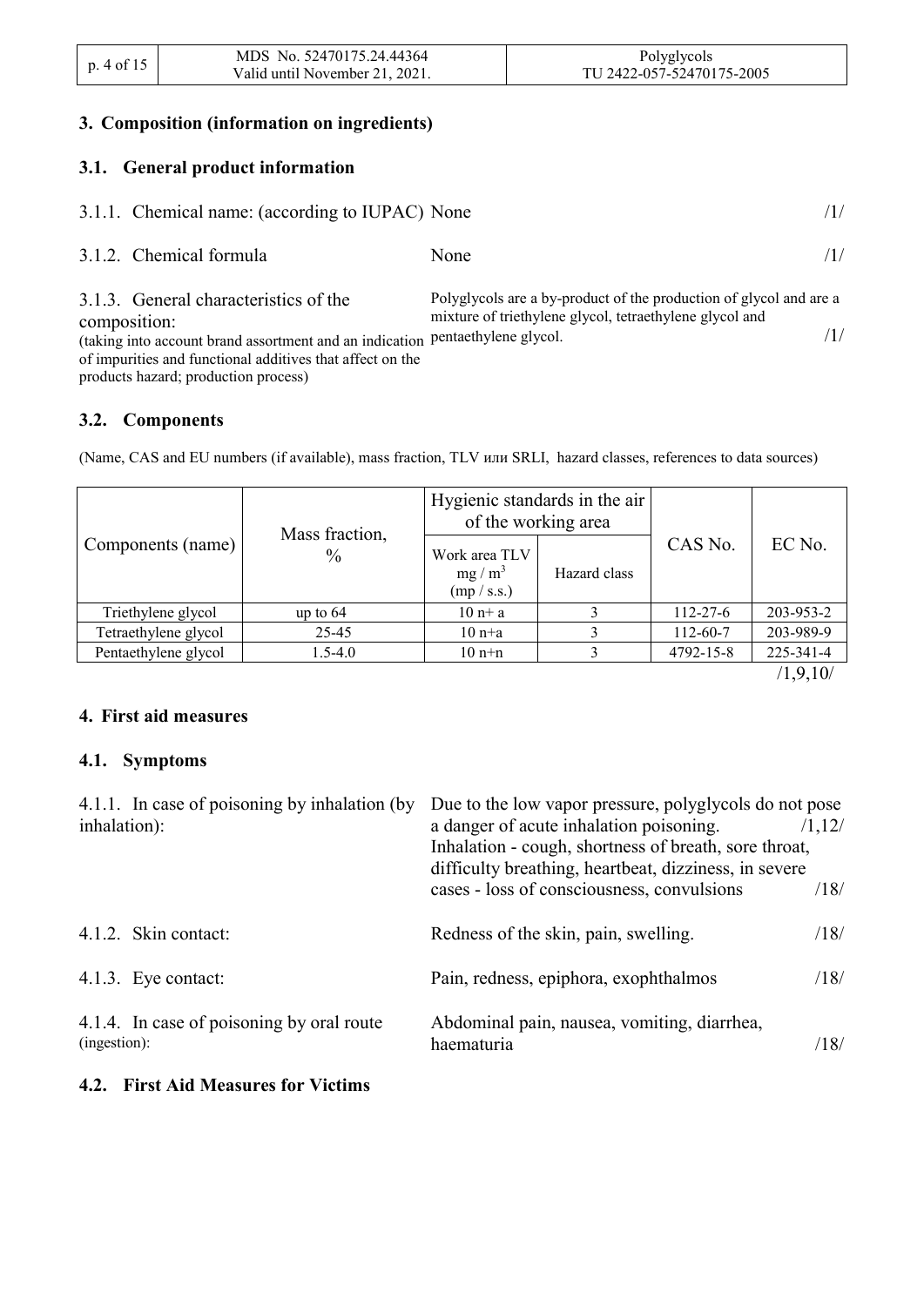## 3. Composition (information on ingredients)

### 3.1. General product information

| | | |
|---|---|---|
| 3.1.1. Chemical name: (according to IUPAC) | None | /1/ |
| 3.1.2. Chemical formula | None | /1/ |
| 3.1.3. General characteristics of the composition: (taking into account brand assortment and an indication of impurities and functional additives that affect on the products hazard; production process) | Polyglycols are a by-product of the production of glycol and are a mixture of triethylene glycol, tetraethylene glycol and pentaethylene glycol. | /1/ |

### 3.2. Components

(Name, CAS and EU numbers (if available), mass fraction, TLV или SRLI, hazard classes, references to data sources)

| Components (name) | Mass fraction, % | Hygienic standards in the air of the working area | | CAS No. | EC No. |
|---|---|---|---|---|---|
| | | Work area TLV mg / m³ (mp / s.s.) | Hazard class | | |
| Triethylene glycol | up to 64 | 10 n+ a | 3 | 112-27-6 | 203-953-2 |
| Tetraethylene glycol | 25-45 | 10 n+a | 3 | 112-60-7 | 203-989-9 |
| Pentaethylene glycol | 1.5-4.0 | 10 n+n | 3 | 4792-15-8 | 225-341-4 |

/1,9,10/

## 4. First aid measures

### 4.1. Symptoms

| | | |
|---|---|---|
| 4.1.1. In case of poisoning by inhalation (by inhalation): | Due to the low vapor pressure, polyglycols do not pose a danger of acute inhalation poisoning. | /1,12/ |
| | Inhalation - cough, shortness of breath, sore throat, difficulty breathing, heartbeat, dizziness, in severe cases - loss of consciousness, convulsions | /18/ |
| 4.1.2. Skin contact: | Redness of the skin, pain, swelling. | /18/ |
| 4.1.3. Eye contact: | Pain, redness, epiphora, exophthalmos | /18/ |
| 4.1.4. In case of poisoning by oral route (ingestion): | Abdominal pain, nausea, vomiting, diarrhea, haematuria | /18/ |

### 4.2. First Aid Measures for Victims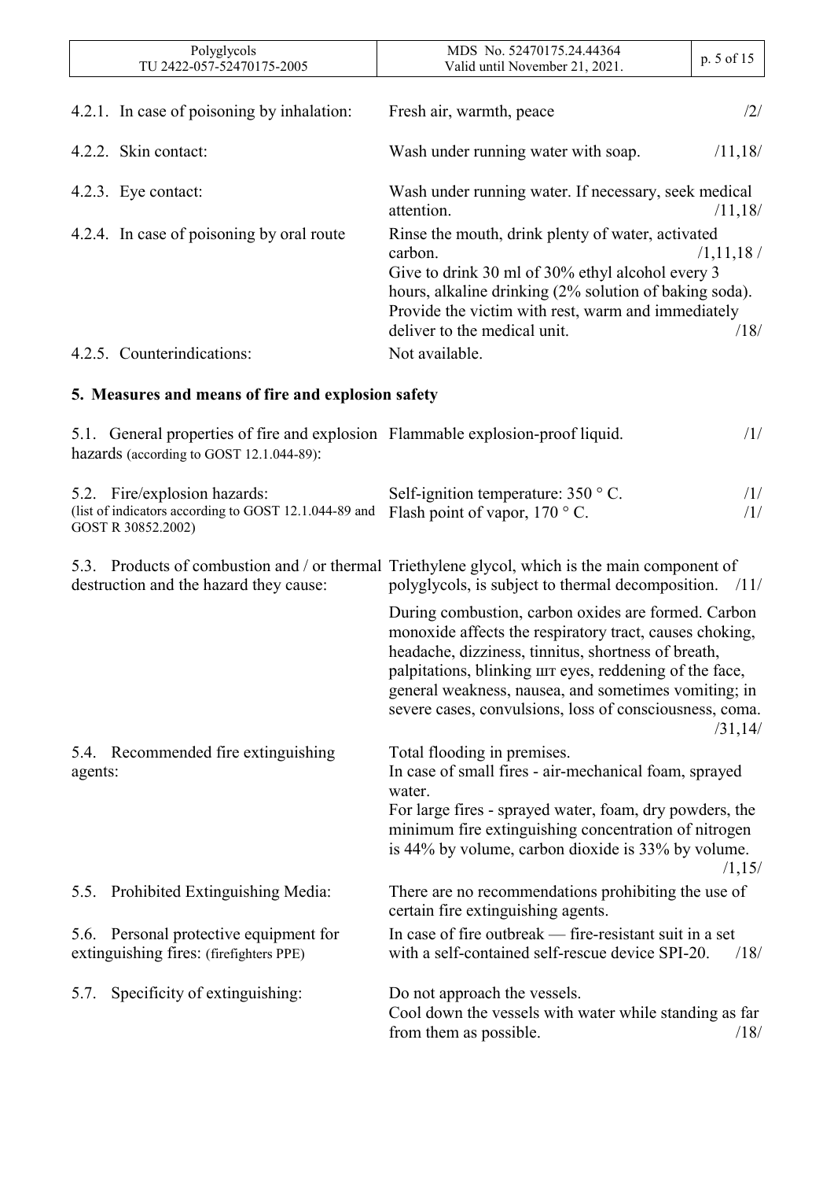| | | |
|---|---|---|
| 4.2.1. In case of poisoning by inhalation: | Fresh air, warmth, peace | /2/ |
| 4.2.2. Skin contact: | Wash under running water with soap. | /11,18/ |
| 4.2.3. Eye contact: | Wash under running water. If necessary, seek medical attention. | /11,18/ |
| 4.2.4. In case of poisoning by oral route | Rinse the mouth, drink plenty of water, activated carbon. | /1,11,18 / |
| | Give to drink 30 ml of 30% ethyl alcohol every 3 hours, alkaline drinking (2% solution of baking soda). Provide the victim with rest, warm and immediately deliver to the medical unit. | /18/ |
| 4.2.5. Counterindications: | Not available. | |

## 5. Measures and means of fire and explosion safety

| | | |
|---|---|---|
| 5.1. General properties of fire and explosion hazards (according to GOST 12.1.044-89): | Flammable explosion-proof liquid. | /1/ |
| 5.2. Fire/explosion hazards: (list of indicators according to GOST 12.1.044-89 and GOST R 30852.2002) | Self-ignition temperature: 350 ° C. | /1/ |
| | Flash point of vapor, 170 ° C. | /1/ |
| 5.3. Products of combustion and / or thermal destruction and the hazard they cause: | Triethylene glycol, which is the main component of polyglycols, is subject to thermal decomposition. | /11/ |
| | During combustion, carbon oxides are formed. Carbon monoxide affects the respiratory tract, causes choking, headache, dizziness, tinnitus, shortness of breath, palpitations, blinking шт eyes, reddening of the face, general weakness, nausea, and sometimes vomiting; in severe cases, convulsions, loss of consciousness, coma. | /31,14/ |
| 5.4. Recommended fire extinguishing agents: | Total flooding in premises. In case of small fires - air-mechanical foam, sprayed water. For large fires - sprayed water, foam, dry powders, the minimum fire extinguishing concentration of nitrogen is 44% by volume, carbon dioxide is 33% by volume. | /1,15/ |
| 5.5. Prohibited Extinguishing Media: | There are no recommendations prohibiting the use of certain fire extinguishing agents. | |
| 5.6. Personal protective equipment for extinguishing fires: (firefighters PPE) | In case of fire outbreak — fire-resistant suit in a set with a self-contained self-rescue device SPI-20. | /18/ |
| 5.7. Specificity of extinguishing: | Do not approach the vessels. Cool down the vessels with water while standing as far from them as possible. | /18/ |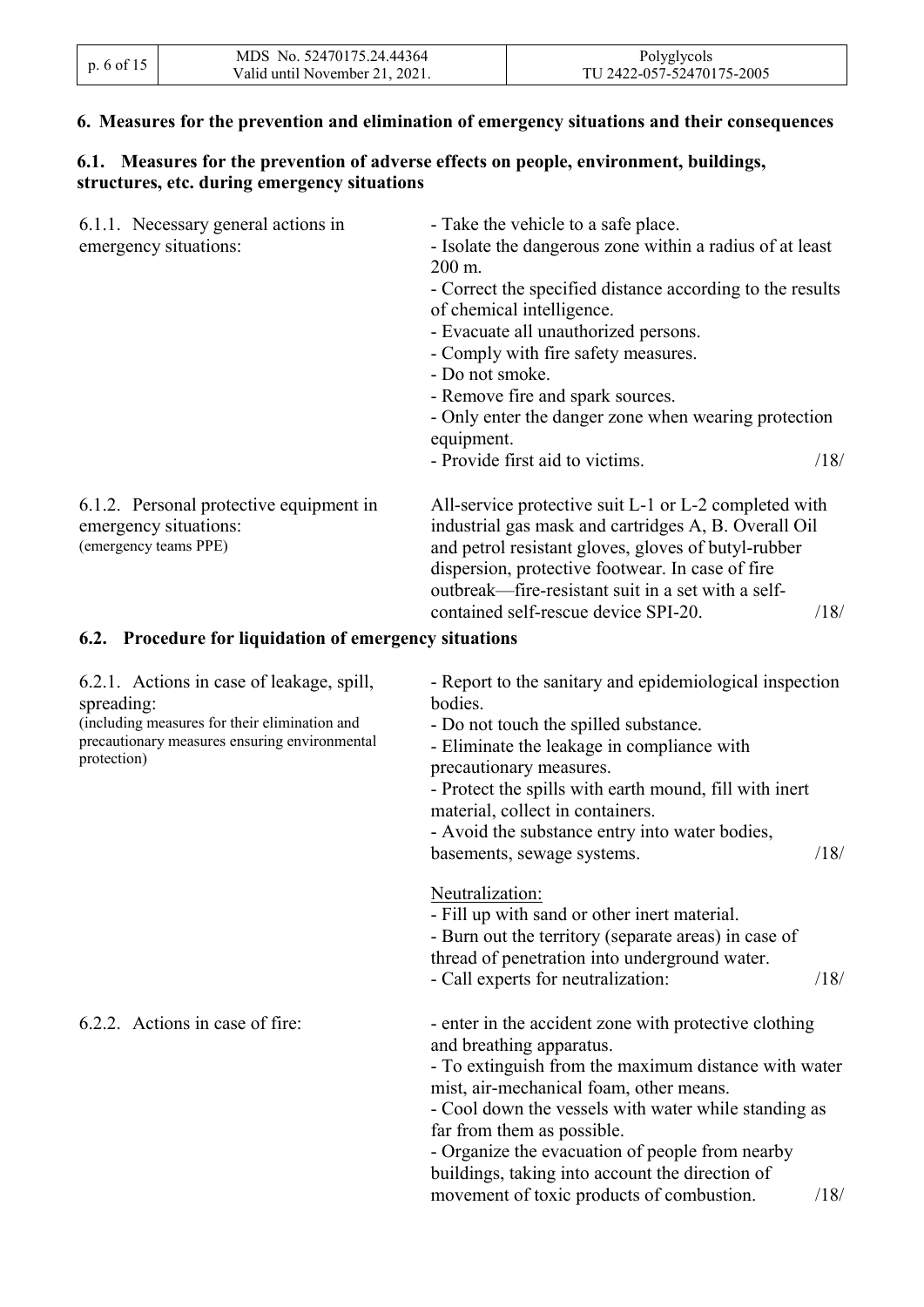## 6. Measures for the prevention and elimination of emergency situations and their consequences

### 6.1. Measures for the prevention of adverse effects on people, environment, buildings, structures, etc. during emergency situations

| | |
|---|---|
| 6.1.1. Necessary general actions in emergency situations: | - Take the vehicle to a safe place.<br>- Isolate the dangerous zone within a radius of at least 200 m.<br>- Correct the specified distance according to the results of chemical intelligence.<br>- Evacuate all unauthorized persons.<br>- Comply with fire safety measures.<br>- Do not smoke.<br>- Remove fire and spark sources.<br>- Only enter the danger zone when wearing protection equipment.<br>- Provide first aid to victims. /18/ |
| 6.1.2. Personal protective equipment in emergency situations:<br>(emergency teams PPE) | All-service protective suit L-1 or L-2 completed with industrial gas mask and cartridges A, B. Overall Oil and petrol resistant gloves, gloves of butyl-rubber dispersion, protective footwear. In case of fire outbreak—fire-resistant suit in a set with a self-contained self-rescue device SPI-20. /18/ |

### 6.2. Procedure for liquidation of emergency situations

| | |
|---|---|
| 6.2.1. Actions in case of leakage, spill, spreading:<br>(including measures for their elimination and precautionary measures ensuring environmental protection) | - Report to the sanitary and epidemiological inspection bodies.<br>- Do not touch the spilled substance.<br>- Eliminate the leakage in compliance with precautionary measures.<br>- Protect the spills with earth mound, fill with inert material, collect in containers.<br>- Avoid the substance entry into water bodies, basements, sewage systems. /18/<br><br>Neutralization:<br>- Fill up with sand or other inert material.<br>- Burn out the territory (separate areas) in case of thread of penetration into underground water.<br>- Call experts for neutralization: /18/ |
| 6.2.2. Actions in case of fire: | - enter in the accident zone with protective clothing and breathing apparatus.<br>- To extinguish from the maximum distance with water mist, air-mechanical foam, other means.<br>- Cool down the vessels with water while standing as far from them as possible.<br>- Organize the evacuation of people from nearby buildings, taking into account the direction of movement of toxic products of combustion. /18/ |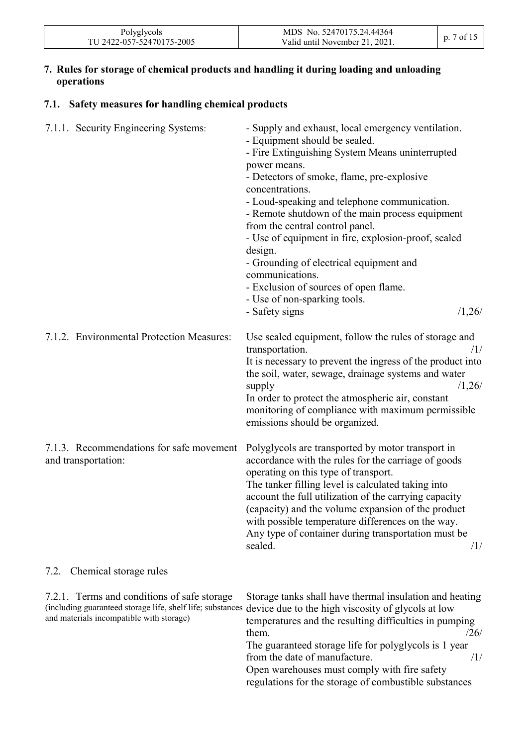## 7. Rules for storage of chemical products and handling it during loading and unloading operations

### 7.1. Safety measures for handling chemical products

| | |
|---|---|
| 7.1.1. Security Engineering Systems: | - Supply and exhaust, local emergency ventilation.<br>- Equipment should be sealed.<br>- Fire Extinguishing System Means uninterrupted power means.<br>- Detectors of smoke, flame, pre-explosive concentrations.<br>- Loud-speaking and telephone communication.<br>- Remote shutdown of the main process equipment from the central control panel.<br>- Use of equipment in fire, explosion-proof, sealed design.<br>- Grounding of electrical equipment and communications.<br>- Exclusion of sources of open flame.<br>- Use of non-sparking tools.<br>- Safety signs /1,26/ |
| 7.1.2. Environmental Protection Measures: | Use sealed equipment, follow the rules of storage and transportation. /1/<br>It is necessary to prevent the ingress of the product into the soil, water, sewage, drainage systems and water supply /1,26/<br>In order to protect the atmospheric air, constant monitoring of compliance with maximum permissible emissions should be organized. |
| 7.1.3. Recommendations for safe movement and transportation: | Polyglycols are transported by motor transport in accordance with the rules for the carriage of goods operating on this type of transport.<br>The tanker filling level is calculated taking into account the full utilization of the carrying capacity (capacity) and the volume expansion of the product with possible temperature differences on the way.<br>Any type of container during transportation must be sealed. /1/ |

### 7.2. Chemical storage rules

| | |
|---|---|
| 7.2.1. Terms and conditions of safe storage (including guaranteed storage life, shelf life; substances and materials incompatible with storage) | Storage tanks shall have thermal insulation and heating device due to the high viscosity of glycols at low temperatures and the resulting difficulties in pumping them. /26/<br>The guaranteed storage life for polyglycols is 1 year from the date of manufacture. /1/<br>Open warehouses must comply with fire safety regulations for the storage of combustible substances |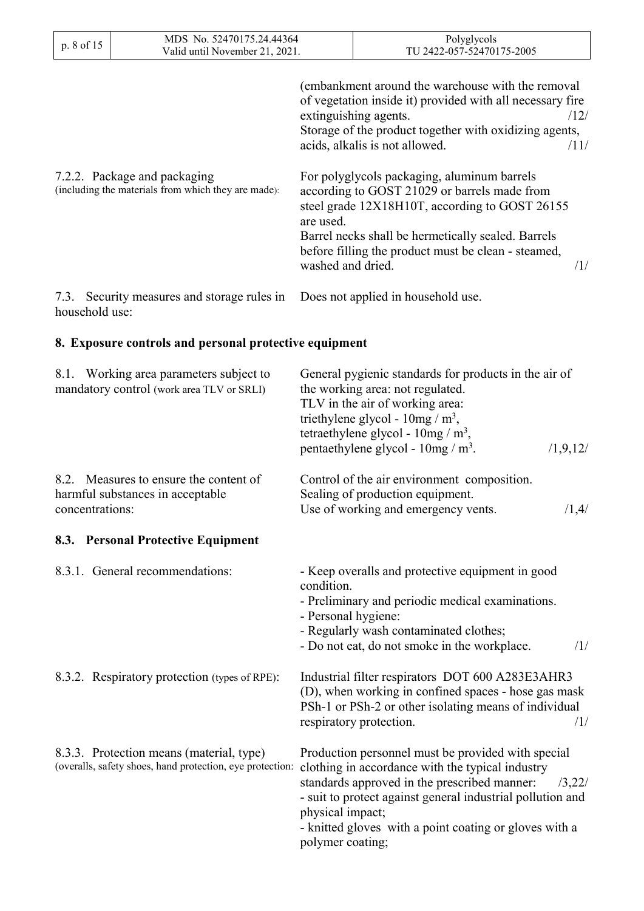| | |
|---|---|
| | (embankment around the warehouse with the removal of vegetation inside it) provided with all necessary fire extinguishing agents. /12/<br>Storage of the product together with oxidizing agents, acids, alkalis is not allowed. /11/ |
| 7.2.2. Package and packaging (including the materials from which they are made): | For polyglycols packaging, aluminum barrels according to GOST 21029 or barrels made from steel grade 12X18H10T, according to GOST 26155 are used.<br>Barrel necks shall be hermetically sealed. Barrels before filling the product must be clean - steamed, washed and dried. /1/ |
| 7.3. Security measures and storage rules in household use: | Does not applied in household use. |

## 8. Exposure controls and personal protective equipment

| | |
|---|---|
| 8.1. Working area parameters subject to mandatory control (work area TLV or SRLI) | General pygienic standards for products in the air of the working area: not regulated.<br>TLV in the air of working area:<br>triethylene glycol - 10mg / $m^3$,<br>tetraethylene glycol - 10mg / $m^3$,<br>pentaethylene glycol - 10mg / $m^3$. /1,9,12/ |
| 8.2. Measures to ensure the content of harmful substances in acceptable concentrations: | Control of the air environment composition.<br>Sealing of production equipment.<br>Use of working and emergency vents. /1,4/ |

### 8.3. Personal Protective Equipment

| | |
|---|---|
| 8.3.1. General recommendations: | - Keep overalls and protective equipment in good condition.<br>- Preliminary and periodic medical examinations.<br>- Personal hygiene:<br>- Regularly wash contaminated clothes;<br>- Do not eat, do not smoke in the workplace. /1/ |
| 8.3.2. Respiratory protection (types of RPE): | Industrial filter respirators DOT 600 A283E3AHR3 (D), when working in confined spaces - hose gas mask PSh-1 or PSh-2 or other isolating means of individual respiratory protection. /1/ |
| 8.3.3. Protection means (material, type) (overalls, safety shoes, hand protection, eye protection: | Production personnel must be provided with special clothing in accordance with the typical industry standards approved in the prescribed manner: /3,22/<br>- suit to protect against general industrial pollution and physical impact;<br>- knitted gloves with a point coating or gloves with a polymer coating; |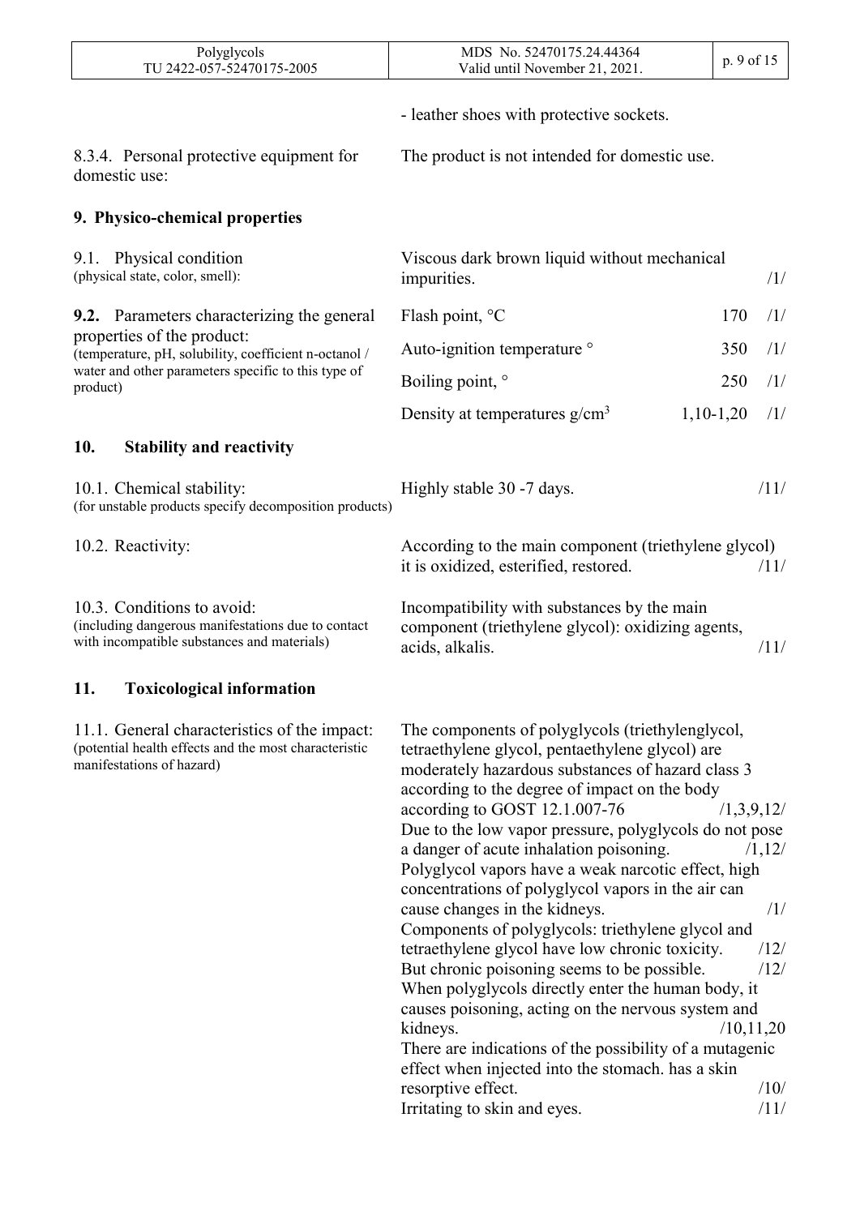- leather shoes with protective sockets.

| | |
|---|---|
| 8.3.4. Personal protective equipment for domestic use: | The product is not intended for domestic use. |

## 9. Physico-chemical properties

| | | | |
|---|---|---|---|
| 9.1. Physical condition (physical state, color, smell): | Viscous dark brown liquid without mechanical impurities. | | /1/ |
| **9.2.** Parameters characterizing the general properties of the product: (temperature, pH, solubility, coefficient n-octanol / water and other parameters specific to this type of product) | Flash point, °C | 170 | /1/ |
| | Auto-ignition temperature ° | 350 | /1/ |
| | Boiling point, ° | 250 | /1/ |
| | Density at temperatures g/cm$^3$ | 1,10-1,20 | /1/ |

## 10. Stability and reactivity

| | |
|---|---|
| 10.1. Chemical stability: (for unstable products specify decomposition products) | Highly stable 30 -7 days. /11/ |
| 10.2. Reactivity: | According to the main component (triethylene glycol) it is oxidized, esterified, restored. /11/ |
| 10.3. Conditions to avoid: (including dangerous manifestations due to contact with incompatible substances and materials) | Incompatibility with substances by the main component (triethylene glycol): oxidizing agents, acids, alkalis. /11/ |

## 11. Toxicological information

| | |
|---|---|
| 11.1. General characteristics of the impact: (potential health effects and the most characteristic manifestations of hazard) | The components of polyglycols (triethylenglycol, tetraethylene glycol, pentaethylene glycol) are moderately hazardous substances of hazard class 3 according to the degree of impact on the body according to GOST 12.1.007-76 /1,3,9,12/<br>Due to the low vapor pressure, polyglycols do not pose a danger of acute inhalation poisoning. /1,12/<br>Polyglycol vapors have a weak narcotic effect, high concentrations of polyglycol vapors in the air can cause changes in the kidneys. /1/<br>Components of polyglycols: triethylene glycol and tetraethylene glycol have low chronic toxicity. /12/<br>But chronic poisoning seems to be possible. /12/<br>When polyglycols directly enter the human body, it causes poisoning, acting on the nervous system and kidneys. /10,11,20<br>There are indications of the possibility of a mutagenic effect when injected into the stomach. has a skin resorptive effect. /10/<br>Irritating to skin and eyes. /11/ |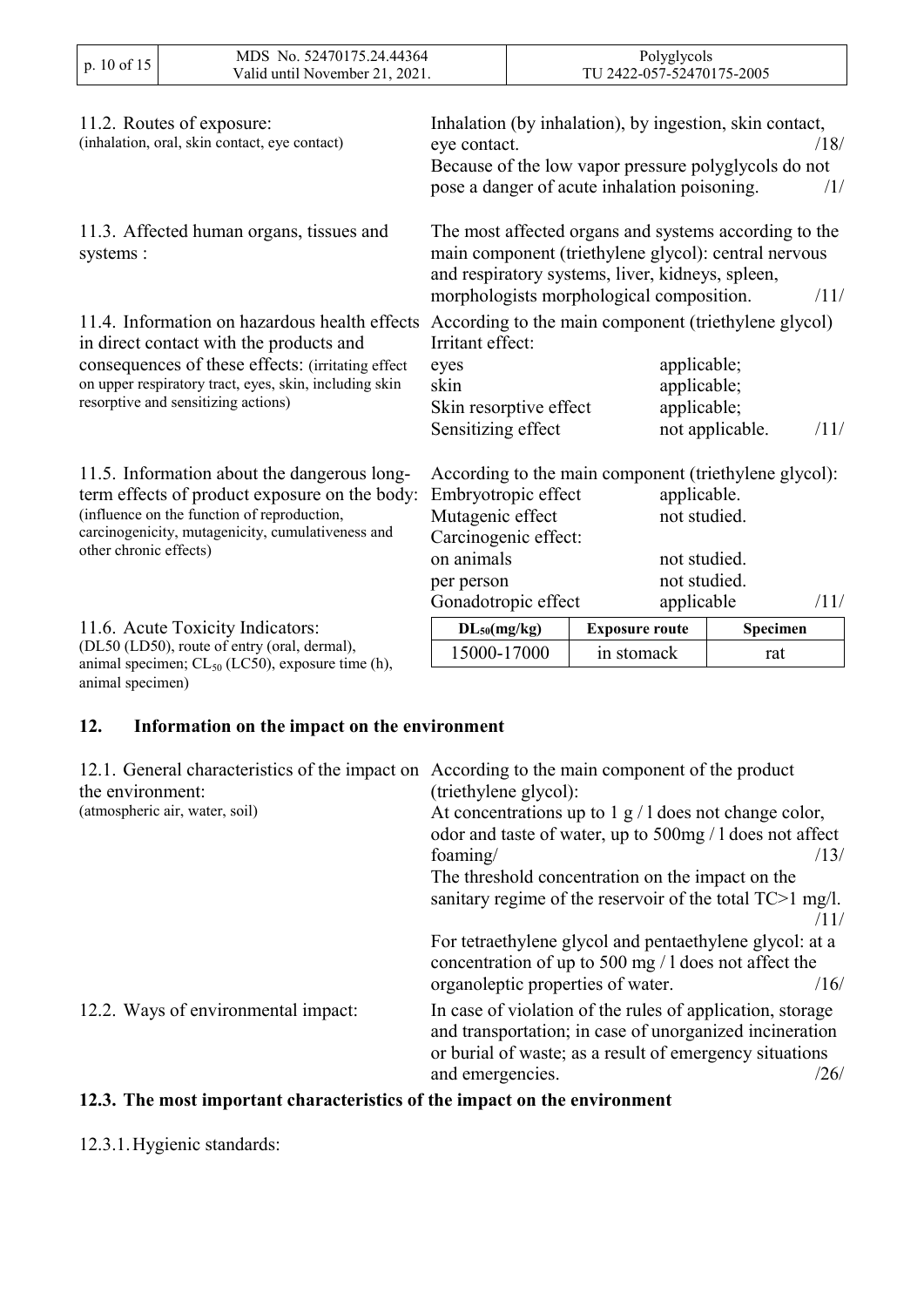11.2. Routes of exposure:
(inhalation, oral, skin contact, eye contact)

Inhalation (by inhalation), by ingestion, skin contact, eye contact. /18/
Because of the low vapor pressure polyglycols do not pose a danger of acute inhalation poisoning. /1/

11.3. Affected human organs, tissues and systems :

The most affected organs and systems according to the main component (triethylene glycol): central nervous and respiratory systems, liver, kidneys, spleen, morphologists morphological composition. /11/

11.4. Information on hazardous health effects in direct contact with the products and consequences of these effects: (irritating effect on upper respiratory tract, eyes, skin, including skin resorptive and sensitizing actions)

According to the main component (triethylene glycol)
Irritant effect:

| | |
|---|---|
| eyes | applicable; |
| skin | applicable; |
| Skin resorptive effect | applicable; |
| Sensitizing effect | not applicable. /11/ |

11.5. Information about the dangerous long-term effects of product exposure on the body: (influence on the function of reproduction, carcinogenicity, mutagenicity, cumulativeness and other chronic effects)

According to the main component (triethylene glycol):

| | |
|---|---|
| Embryotropic effect | applicable. |
| Mutagenic effect | not studied. |
| Carcinogenic effect: | |
| on animals | not studied. |
| per person | not studied. |
| Gonadotropic effect | applicable /11/ |

11.6. Acute Toxicity Indicators:
(DL50 (LD50), route of entry (oral, dermal), animal specimen; $CL_{50}$ (LC50), exposure time (h), animal specimen)

| $DL_{50}$(mg/kg) | Exposure route | Specimen |
|---|---|---|
| 15000-17000 | in stomack | rat |

## 12. Information on the impact on the environment

12.1. General characteristics of the impact on the environment:
(atmospheric air, water, soil)

According to the main component of the product (triethylene glycol):
At concentrations up to 1 g / l does not change color, odor and taste of water, up to 500mg / l does not affect foaming/ /13/
The threshold concentration on the impact on the sanitary regime of the reservoir of the total TC>1 mg/l. /11/
For tetraethylene glycol and pentaethylene glycol: at a concentration of up to 500 mg / l does not affect the organoleptic properties of water. /16/

12.2. Ways of environmental impact:

In case of violation of the rules of application, storage and transportation; in case of unorganized incineration or burial of waste; as a result of emergency situations and emergencies. /26/

### 12.3. The most important characteristics of the impact on the environment

12.3.1. Hygienic standards: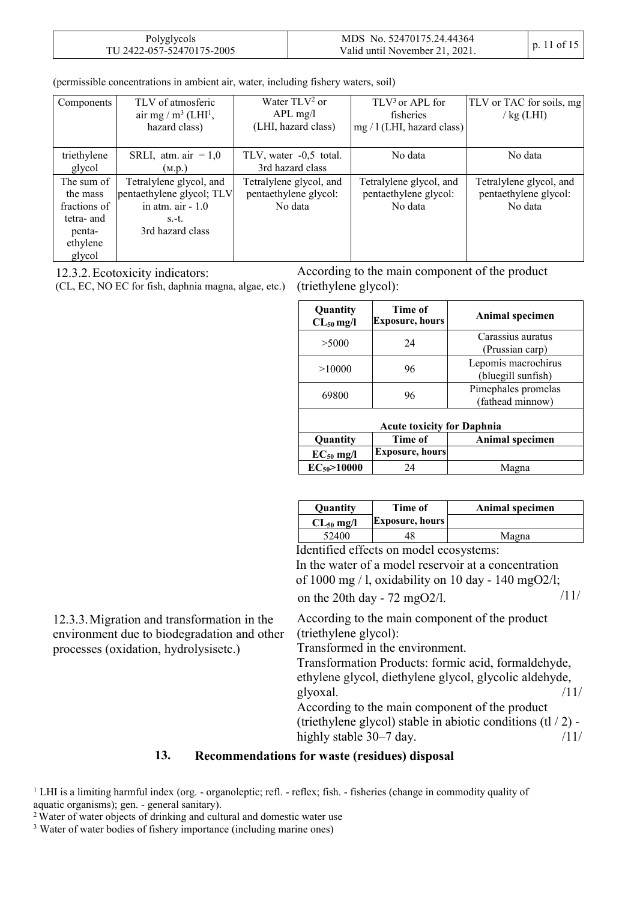(permissible concentrations in ambient air, water, including fishery waters, soil)

| Components | TLV of atmosferic air mg / $m^3$ (LHI[1], hazard class) | Water TLV[2] or APL mg/l (LHI, hazard class) | TLV[3] or APL for fisheries mg / l (LHI, hazard class) | TLV or TAC for soils, mg / kg (LHI) |
|---|---|---|---|---|
| triethylene glycol | SRLI, atm. air = 1,0 (м.р.) | TLV, water -0,5 total. 3rd hazard class | No data | No data |
| The sum of the mass fractions of tetra- and penta-ethylene glycol | Tetralylene glycol, and pentaethylene glycol; TLV in atm. air - 1.0 s.-t. 3rd hazard class | Tetralylene glycol, and pentaethylene glycol: No data | Tetralylene glycol, and pentaethylene glycol: No data | Tetralylene glycol, and pentaethylene glycol: No data |

12.3.2. Ecotoxicity indicators:
(CL, EC, NO EC for fish, daphnia magna, algae, etc.)

According to the main component of the product (triethylene glycol):

| Quantity $CL_{50}$ mg/l | Time of Exposure, hours | Animal specimen |
|---|---|---|
| >5000 | 24 | Carassius auratus (Prussian carp) |
| >10000 | 96 | Lepomis macrochirus (bluegill sunfish) |
| 69800 | 96 | Pimephales promelas (fathead minnow) |

**Acute toxicity for Daphnia**

| Quantity $EC_{50}$ mg/l | Time of Exposure, hours | Animal specimen |
|---|---|---|
| **$EC_{50}$>10000** | 24 | Magna |

| Quantity $CL_{50}$ mg/l | Time of Exposure, hours | Animal specimen |
|---|---|---|
| 52400 | 48 | Magna |

Identified effects on model ecosystems:
In the water of a model reservoir at a concentration of 1000 mg / l, oxidability on 10 day - 140 mgO2/l;
on the 20th day - 72 mgO2/l. /11/

12.3.3. Migration and transformation in the environment due to biodegradation and other processes (oxidation, hydrolysisetc.)

According to the main component of the product (triethylene glycol):
Transformed in the environment.
Transformation Products: formic acid, formaldehyde, ethylene glycol, diethylene glycol, glycolic aldehyde, glyoxal. /11/
According to the main component of the product (triethylene glycol) stable in abiotic conditions (tl / 2) - highly stable 30–7 day. /11/

## 13. Recommendations for waste (residues) disposal

[1] LHI is a limiting harmful index (org. - organoleptic; refl. - reflex; fish. - fisheries (change in commodity quality of aquatic organisms); gen. - general sanitary).
[2] Water of water objects of drinking and cultural and domestic water use
[3] Water of water bodies of fishery importance (including marine ones)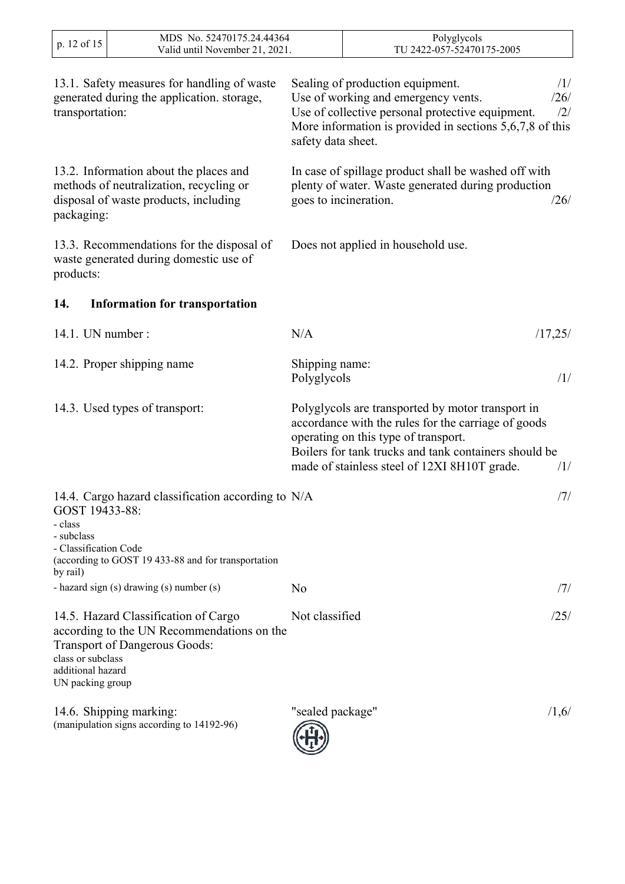| | | |
|---|---|---|
| 13.1. Safety measures for handling of waste generated during the application. storage, transportation: | Sealing of production equipment.<br>Use of working and emergency vents.<br>Use of collective personal protective equipment.<br>More information is provided in sections 5,6,7,8 of this safety data sheet. | /1/<br>/26/<br>/2/ |
| 13.2. Information about the places and methods of neutralization, recycling or disposal of waste products, including packaging: | In case of spillage product shall be washed off with plenty of water. Waste generated during production goes to incineration. | /26/ |
| 13.3. Recommendations for the disposal of waste generated during domestic use of products: | Does not applied in household use. | |

## 14. Information for transportation

| | | |
|---|---|---|
| 14.1. UN number : | N/A | /17,25/ |
| 14.2. Proper shipping name | Shipping name:<br>Polyglycols | /1/ |
| 14.3. Used types of transport: | Polyglycols are transported by motor transport in accordance with the rules for the carriage of goods operating on this type of transport.<br>Boilers for tank trucks and tank containers should be made of stainless steel of 12XI 8H10T grade. | /1/ |
| 14.4. Cargo hazard classification according to GOST 19433-88:<br>- class<br>- subclass<br>- Classification Code<br>(according to GOST 19 433-88 and for transportation by rail) | N/A | /7/ |
| - hazard sign (s) drawing (s) number (s) | No | /7/ |
| 14.5. Hazard Classification of Cargo according to the UN Recommendations on the Transport of Dangerous Goods:<br>class or subclass<br>additional hazard<br>UN packing group | Not classified | /25/ |
| 14.6. Shipping marking:<br>(manipulation signs according to 14192-96) | "sealed package" | /1,6/ |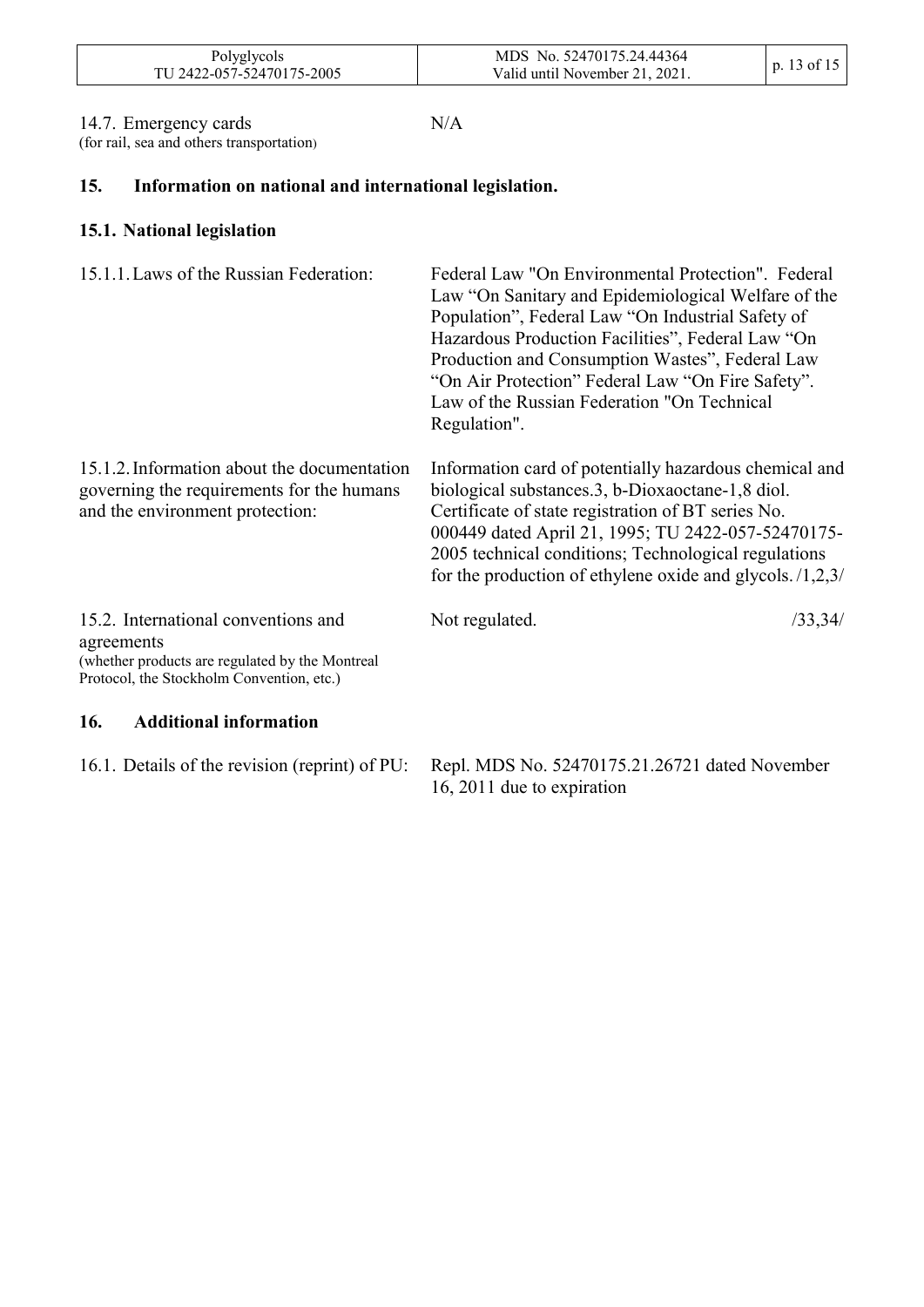14.7. Emergency cards
(for rail, sea and others transportation)

N/A

## 15. Information on national and international legislation.

### 15.1. National legislation

15.1.1. Laws of the Russian Federation:

Federal Law "On Environmental Protection". Federal Law "On Sanitary and Epidemiological Welfare of the Population", Federal Law "On Industrial Safety of Hazardous Production Facilities", Federal Law "On Production and Consumption Wastes", Federal Law "On Air Protection" Federal Law "On Fire Safety". Law of the Russian Federation "On Technical Regulation".

15.1.2. Information about the documentation governing the requirements for the humans and the environment protection:

Information card of potentially hazardous chemical and biological substances.3, b-Dioxaoctane-1,8 diol. Certificate of state registration of BT series No. 000449 dated April 21, 1995; TU 2422-057-52470175-2005 technical conditions; Technological regulations for the production of ethylene oxide and glycols. /1,2,3/

15.2. International conventions and agreements
(whether products are regulated by the Montreal Protocol, the Stockholm Convention, etc.)

Not regulated. /33,34/

## 16. Additional information

16.1. Details of the revision (reprint) of PU:

Repl. MDS No. 52470175.21.26721 dated November 16, 2011 due to expiration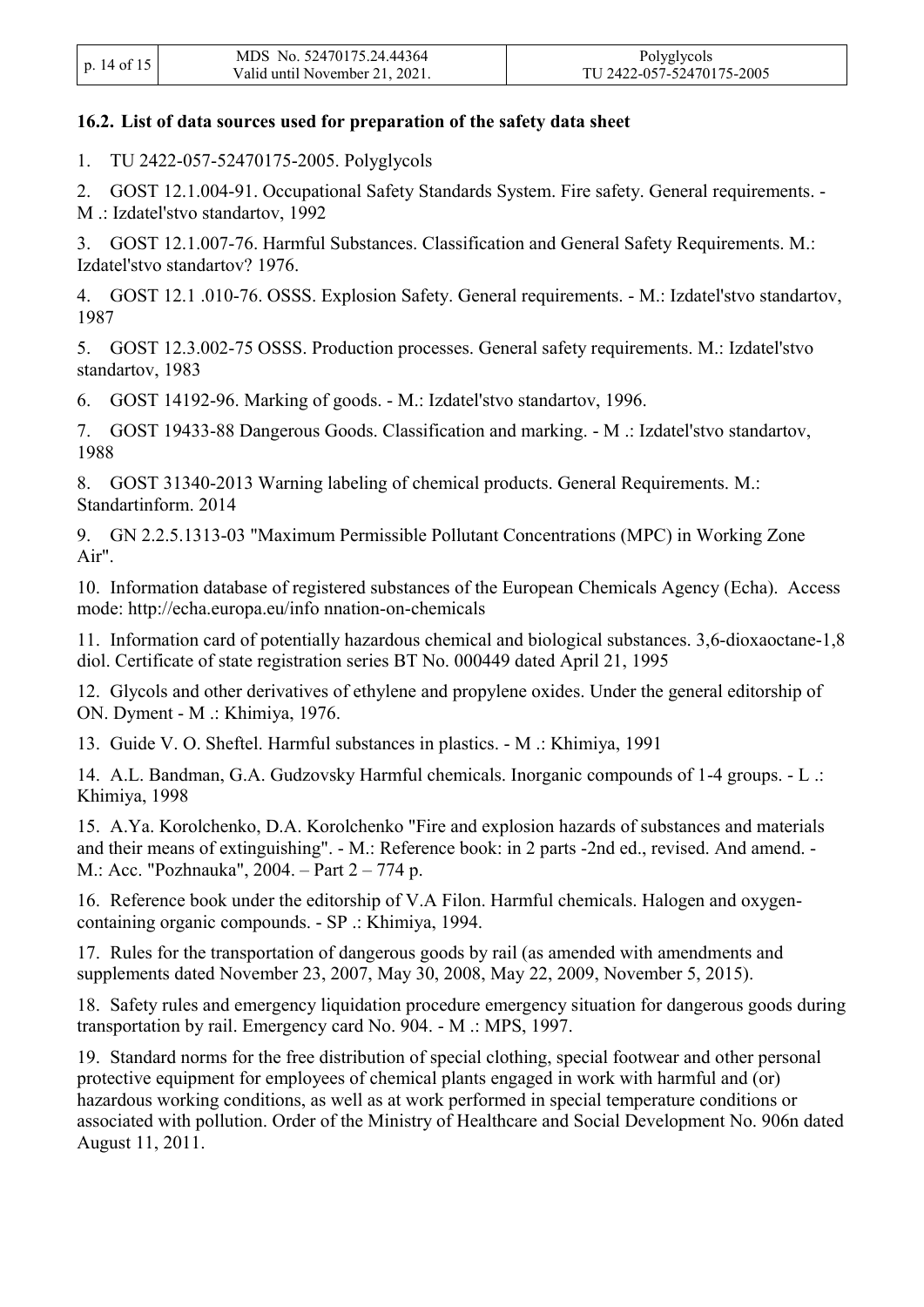### 16.2. List of data sources used for preparation of the safety data sheet

1. TU 2422-057-52470175-2005. Polyglycols
2. GOST 12.1.004-91. Occupational Safety Standards System. Fire safety. General requirements. - M .: Izdatel'stvo standartov, 1992
3. GOST 12.1.007-76. Harmful Substances. Classification and General Safety Requirements. M.: Izdatel'stvo standartov? 1976.
4. GOST 12.1 .010-76. OSSS. Explosion Safety. General requirements. - M.: Izdatel'stvo standartov, 1987
5. GOST 12.3.002-75 OSSS. Production processes. General safety requirements. M.: Izdatel'stvo standartov, 1983
6. GOST 14192-96. Marking of goods. - M.: Izdatel'stvo standartov, 1996.
7. GOST 19433-88 Dangerous Goods. Classification and marking. - M .: Izdatel'stvo standartov, 1988
8. GOST 31340-2013 Warning labeling of chemical products. General Requirements. M.: Standartinform. 2014
9. GN 2.2.5.1313-03 "Maximum Permissible Pollutant Concentrations (MPC) in Working Zone Air".
10. Information database of registered substances of the European Chemicals Agency (Echa). Access mode: http://echa.europa.eu/info nnation-on-chemicals
11. Information card of potentially hazardous chemical and biological substances. 3,6-dioxaoctane-1,8 diol. Certificate of state registration series BT No. 000449 dated April 21, 1995
12. Glycols and other derivatives of ethylene and propylene oxides. Under the general editorship of ON. Dyment - M .: Khimiya, 1976.
13. Guide V. O. Sheftel. Harmful substances in plastics. - M .: Khimiya, 1991
14. A.L. Bandman, G.A. Gudzovsky Harmful chemicals. Inorganic compounds of 1-4 groups. - L .: Khimiya, 1998
15. A.Ya. Korolchenko, D.A. Korolchenko "Fire and explosion hazards of substances and materials and their means of extinguishing". - M.: Reference book: in 2 parts -2nd ed., revised. And amend. - M.: Acc. "Pozhnauka", 2004. – Part 2 – 774 p.
16. Reference book under the editorship of V.A Filon. Harmful chemicals. Halogen and oxygen-containing organic compounds. - SP .: Khimiya, 1994.
17. Rules for the transportation of dangerous goods by rail (as amended with amendments and supplements dated November 23, 2007, May 30, 2008, May 22, 2009, November 5, 2015).
18. Safety rules and emergency liquidation procedure emergency situation for dangerous goods during transportation by rail. Emergency card No. 904. - M .: MPS, 1997.
19. Standard norms for the free distribution of special clothing, special footwear and other personal protective equipment for employees of chemical plants engaged in work with harmful and (or) hazardous working conditions, as well as at work performed in special temperature conditions or associated with pollution. Order of the Ministry of Healthcare and Social Development No. 906n dated August 11, 2011.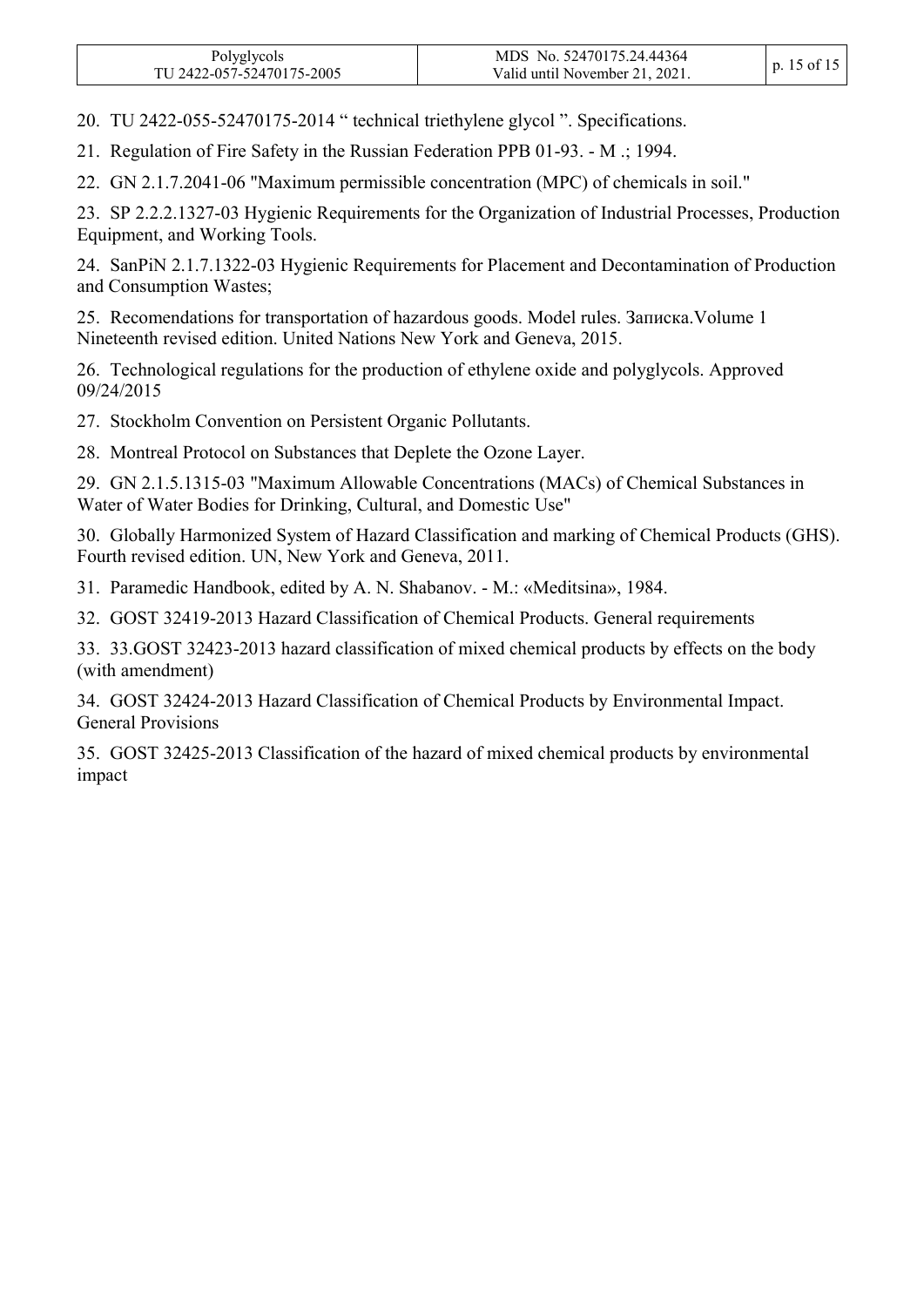20. TU 2422-055-52470175-2014 " technical triethylene glycol ". Specifications.

21. Regulation of Fire Safety in the Russian Federation PPB 01-93. - M .; 1994.

22. GN 2.1.7.2041-06 "Maximum permissible concentration (MPC) of chemicals in soil."

23. SP 2.2.2.1327-03 Hygienic Requirements for the Organization of Industrial Processes, Production Equipment, and Working Tools.

24. SanPiN 2.1.7.1322-03 Hygienic Requirements for Placement and Decontamination of Production and Consumption Wastes;

25. Recomendations for transportation of hazardous goods. Model rules. Записка.Volume 1 Nineteenth revised edition. United Nations New York and Geneva, 2015.

26. Technological regulations for the production of ethylene oxide and polyglycols. Approved 09/24/2015

27. Stockholm Convention on Persistent Organic Pollutants.

28. Montreal Protocol on Substances that Deplete the Ozone Layer.

29. GN 2.1.5.1315-03 "Maximum Allowable Concentrations (MACs) of Chemical Substances in Water of Water Bodies for Drinking, Cultural, and Domestic Use"

30. Globally Harmonized System of Hazard Classification and marking of Chemical Products (GHS). Fourth revised edition. UN, New York and Geneva, 2011.

31. Paramedic Handbook, edited by A. N. Shabanov. - M.: «Meditsina», 1984.

32. GOST 32419-2013 Hazard Classification of Chemical Products. General requirements

33. 33.GOST 32423-2013 hazard classification of mixed chemical products by effects on the body (with amendment)

34. GOST 32424-2013 Hazard Classification of Chemical Products by Environmental Impact. General Provisions

35. GOST 32425-2013 Classification of the hazard of mixed chemical products by environmental impact